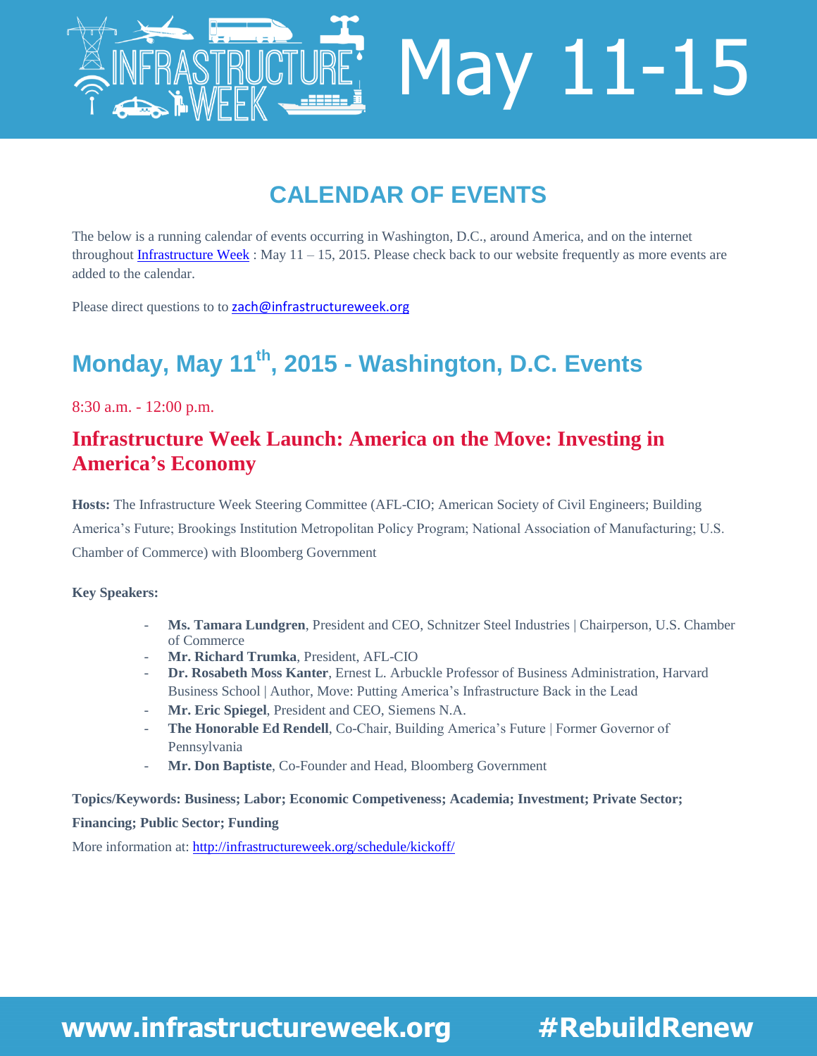# Infrastructure Week May 11-15

## CALENDAR OF EVENTS

The below is a running calendar of events occurring in Washington, D.C., around America, and on the internet throughout Infrastructure Week : May 11 – 15, 2015. Please check back to our website frequently as more events are added to the calendar.

Please direct questions to to zach@infrastructureweek.org

## Monday, May 11th, 2015 - Washington, D.C. Events

8:30 a.m. - 12:00 p.m.

### Infrastructure Week Launch: America on the Move: Investing in America's Economy

**Hosts:** The Infrastructure Week Steering Committee (AFL-CIO; American Society of Civil Engineers; Building America's Future; Brookings Institution Metropolitan Policy Program; National Association of Manufacturing; U.S. Chamber of Commerce) with Bloomberg Government

**Key Speakers:**

- **Ms. Tamara Lundgren**, President and CEO, Schnitzer Steel Industries | Chairperson, U.S. Chamber of Commerce
- **Mr. Richard Trumka**, President, AFL-CIO
- **Dr. Rosabeth Moss Kanter**, Ernest L. Arbuckle Professor of Business Administration, Harvard Business School | Author, Move: Putting America's Infrastructure Back in the Lead
- **Mr. Eric Spiegel**, President and CEO, Siemens N.A.
- **The Honorable Ed Rendell**, Co-Chair, Building America's Future | Former Governor of Pennsylvania
- **Mr. Don Baptiste**, Co-Founder and Head, Bloomberg Government

**Topics/Keywords: Business; Labor; Economic Competiveness; Academia; Investment; Private Sector; Financing; Public Sector; Funding**

More information at: http://infrastructureweek.org/schedule/kickoff/

www.infrastructureweek.org #RebuildRenew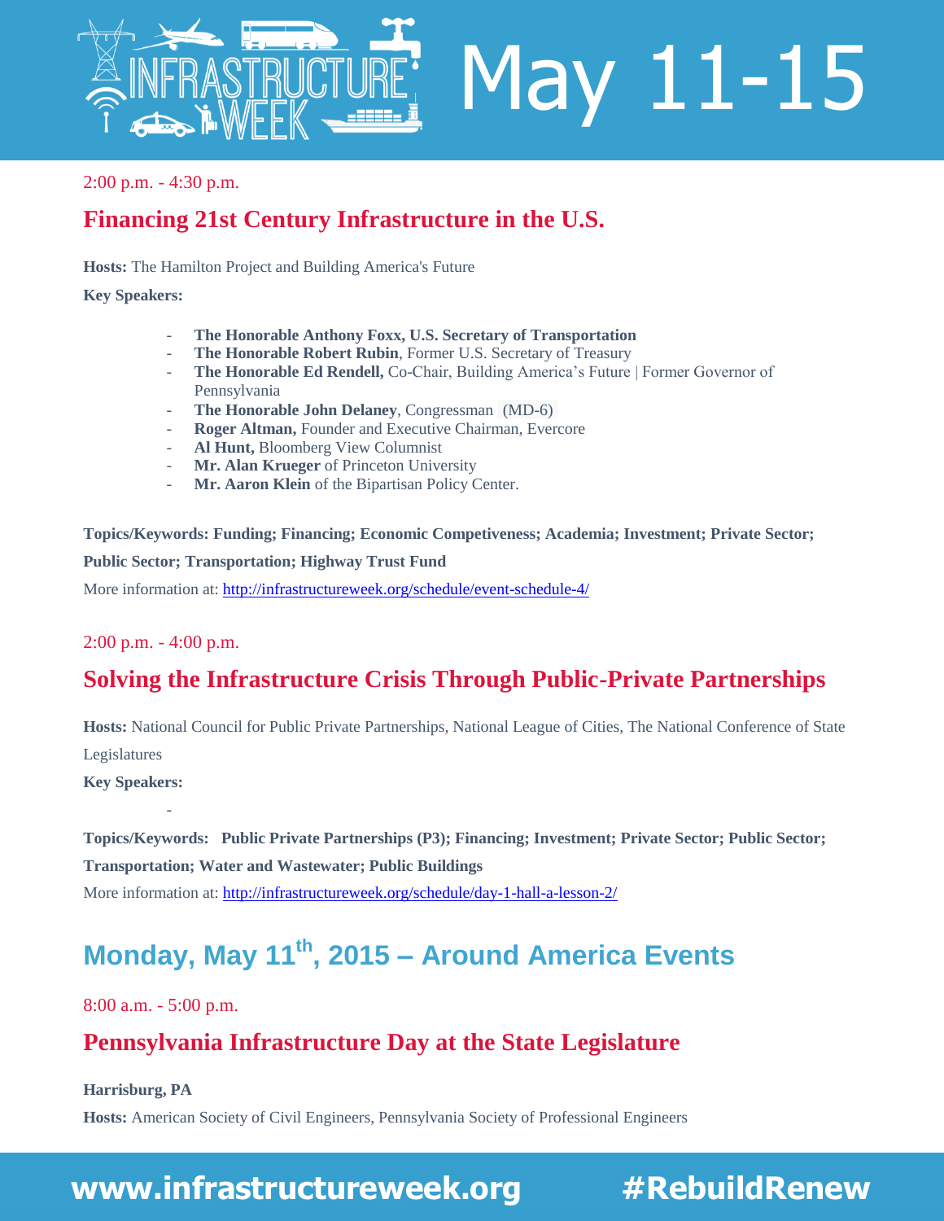2:00 p.m. - 4:30 p.m.

## Financing 21st Century Infrastructure in the U.S.

**Hosts:** The Hamilton Project and Building America's Future

**Key Speakers:**

- **The Honorable Anthony Foxx, U.S. Secretary of Transportation**
- **The Honorable Robert Rubin**, Former U.S. Secretary of Treasury
- **The Honorable Ed Rendell,** Co-Chair, Building America's Future | Former Governor of Pennsylvania
- **The Honorable John Delaney**, Congressman (MD-6)
- **Roger Altman,** Founder and Executive Chairman, Evercore
- **Al Hunt,** Bloomberg View Columnist
- **Mr. Alan Krueger** of Princeton University
- **Mr. Aaron Klein** of the Bipartisan Policy Center.

**Topics/Keywords: Funding; Financing; Economic Competiveness; Academia; Investment; Private Sector; Public Sector; Transportation; Highway Trust Fund**

More information at: http://infrastructureweek.org/schedule/event-schedule-4/

2:00 p.m. - 4:00 p.m.

## Solving the Infrastructure Crisis Through Public-Private Partnerships

**Hosts:** National Council for Public Private Partnerships, National League of Cities, The National Conference of State Legislatures

**Key Speakers:**

-

**Topics/Keywords: Public Private Partnerships (P3); Financing; Investment; Private Sector; Public Sector; Transportation; Water and Wastewater; Public Buildings**

More information at: http://infrastructureweek.org/schedule/day-1-hall-a-lesson-2/

# Monday, May 11th, 2015 – Around America Events

8:00 a.m. - 5:00 p.m.

## Pennsylvania Infrastructure Day at the State Legislature

**Harrisburg, PA**

**Hosts:** American Society of Civil Engineers, Pennsylvania Society of Professional Engineers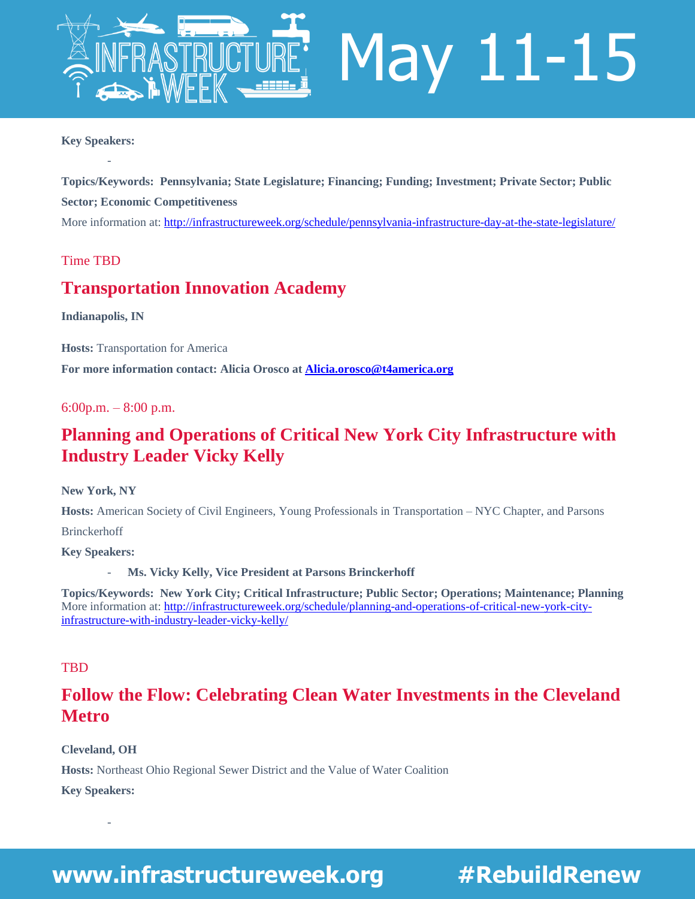**Key Speakers:**

-

**Topics/Keywords: Pennsylvania; State Legislature; Financing; Funding; Investment; Private Sector; Public Sector; Economic Competitiveness**

More information at: http://infrastructureweek.org/schedule/pennsylvania-infrastructure-day-at-the-state-legislature/

Time TBD

## Transportation Innovation Academy

**Indianapolis, IN**

**Hosts:** Transportation for America

**For more information contact: Alicia Orosco at Alicia.orosco@t4america.org**

6:00p.m. – 8:00 p.m.

## Planning and Operations of Critical New York City Infrastructure with Industry Leader Vicky Kelly

**New York, NY**

**Hosts:** American Society of Civil Engineers, Young Professionals in Transportation – NYC Chapter, and Parsons Brinckerhoff

**Key Speakers:**

- **Ms. Vicky Kelly, Vice President at Parsons Brinckerhoff**

**Topics/Keywords: New York City; Critical Infrastructure; Public Sector; Operations; Maintenance; Planning**

More information at: http://infrastructureweek.org/schedule/planning-and-operations-of-critical-new-york-city-infrastructure-with-industry-leader-vicky-kelly/

TBD

## Follow the Flow: Celebrating Clean Water Investments in the Cleveland Metro

**Cleveland, OH**

**Hosts:** Northeast Ohio Regional Sewer District and the Value of Water Coalition

**Key Speakers:**

-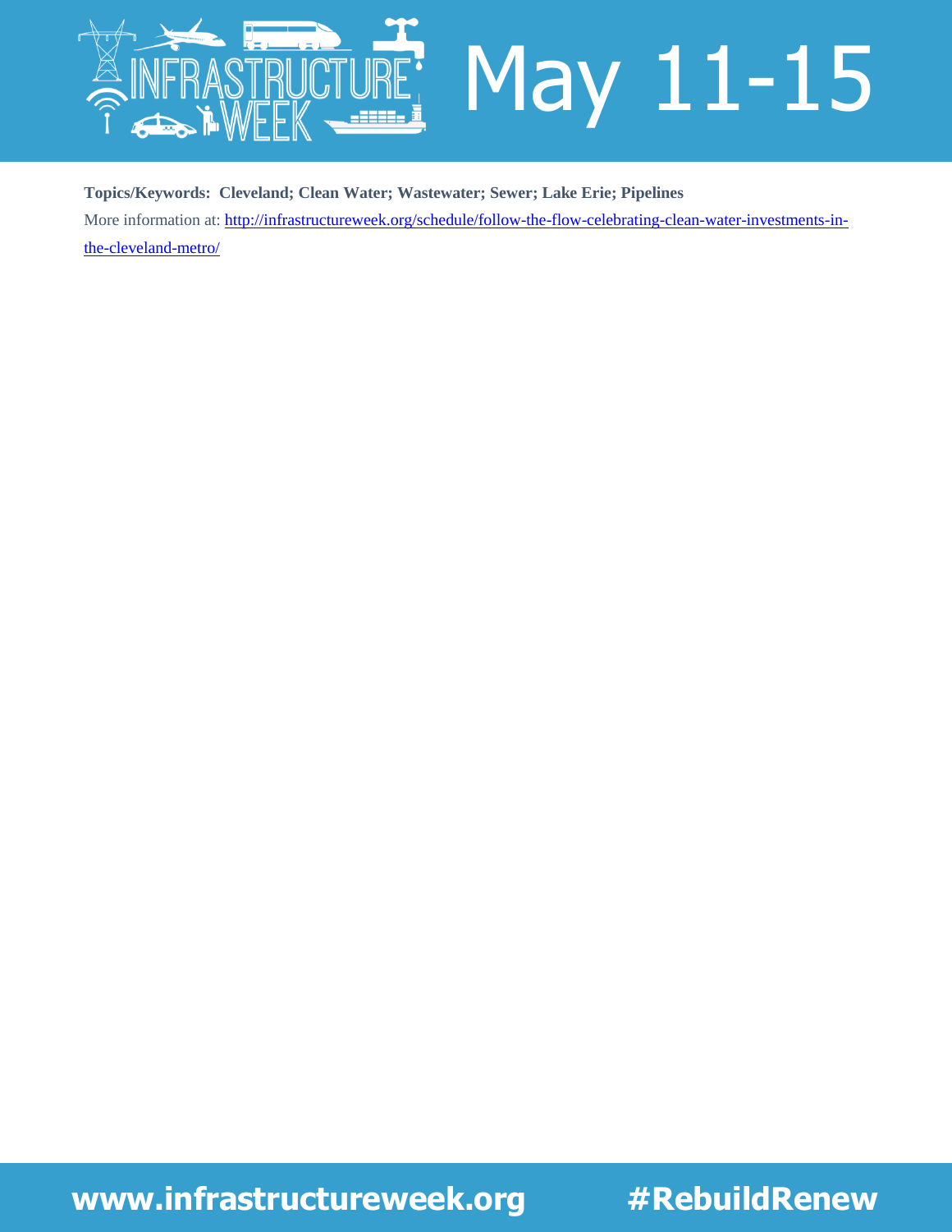**Topics/Keywords: Cleveland; Clean Water; Wastewater; Sewer; Lake Erie; Pipelines**

More information at: [http://infrastructureweek.org/schedule/follow-the-flow-celebrating-clean-water-investments-in-the-cleveland-metro/](http://infrastructureweek.org/schedule/follow-the-flow-celebrating-clean-water-investments-in-the-cleveland-metro/)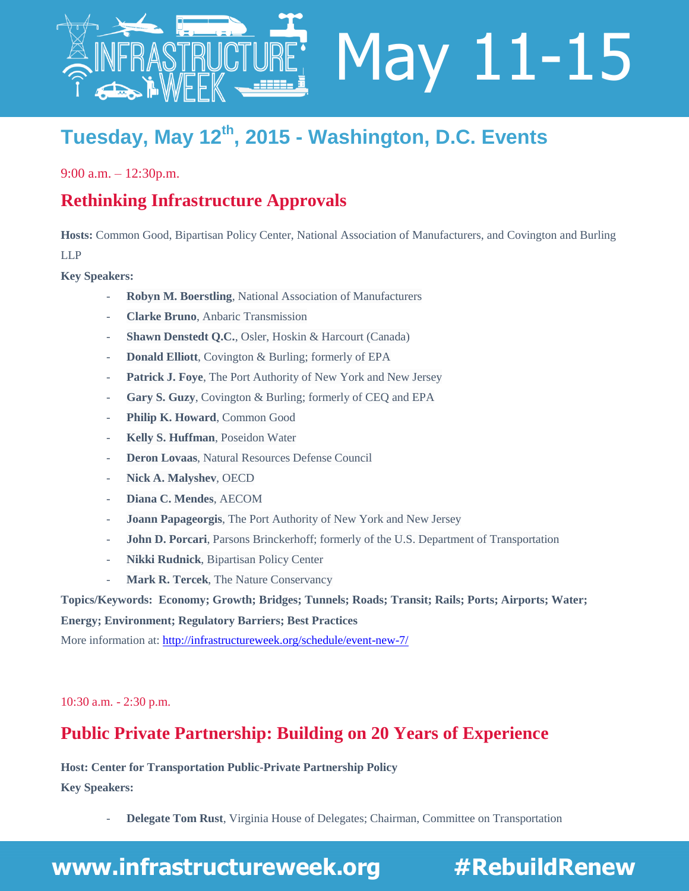## Tuesday, May 12th, 2015 - Washington, D.C. Events

9:00 a.m. – 12:30p.m.

### Rethinking Infrastructure Approvals

**Hosts:** Common Good, Bipartisan Policy Center, National Association of Manufacturers, and Covington and Burling LLP

**Key Speakers:**

- **Robyn M. Boerstling**, National Association of Manufacturers
- **Clarke Bruno**, Anbaric Transmission
- **Shawn Denstedt Q.C.**, Osler, Hoskin & Harcourt (Canada)
- **Donald Elliott**, Covington & Burling; formerly of EPA
- **Patrick J. Foye**, The Port Authority of New York and New Jersey
- **Gary S. Guzy**, Covington & Burling; formerly of CEQ and EPA
- **Philip K. Howard**, Common Good
- **Kelly S. Huffman**, Poseidon Water
- **Deron Lovaas**, Natural Resources Defense Council
- **Nick A. Malyshev**, OECD
- **Diana C. Mendes**, AECOM
- **Joann Papageorgis**, The Port Authority of New York and New Jersey
- **John D. Porcari**, Parsons Brinckerhoff; formerly of the U.S. Department of Transportation
- **Nikki Rudnick**, Bipartisan Policy Center
- **Mark R. Tercek**, The Nature Conservancy

**Topics/Keywords: Economy; Growth; Bridges; Tunnels; Roads; Transit; Rails; Ports; Airports; Water; Energy; Environment; Regulatory Barriers; Best Practices**

More information at: http://infrastructureweek.org/schedule/event-new-7/

10:30 a.m. - 2:30 p.m.

### Public Private Partnership: Building on 20 Years of Experience

**Host: Center for Transportation Public-Private Partnership Policy**

**Key Speakers:**

- **Delegate Tom Rust**, Virginia House of Delegates; Chairman, Committee on Transportation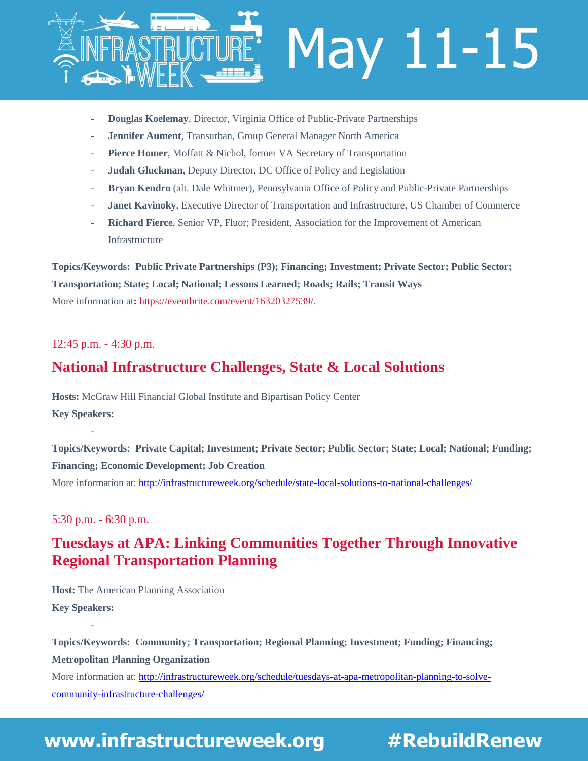- **Douglas Koelemay**, Director, Virginia Office of Public-Private Partnerships
- **Jennifer Aument**, Transurban, Group General Manager North America
- **Pierce Homer**, Moffatt & Nichol, former VA Secretary of Transportation
- **Judah Gluckman**, Deputy Director, DC Office of Policy and Legislation
- **Bryan Kendro** (alt. Dale Whitmer), Pennsylvania Office of Policy and Public-Private Partnerships
- **Janet Kavinoky**, Executive Director of Transportation and Infrastructure, US Chamber of Commerce
- **Richard Fierce**, Senior VP, Fluor; President, Association for the Improvement of American Infrastructure

**Topics/Keywords: Public Private Partnerships (P3); Financing; Investment; Private Sector; Public Sector; Transportation; State; Local; National; Lessons Learned; Roads; Rails; Transit Ways**

More information at**:** https://eventbrite.com/event/16320327539/.

12:45 p.m. - 4:30 p.m.

## National Infrastructure Challenges, State & Local Solutions

**Hosts:** McGraw Hill Financial Global Institute and Bipartisan Policy Center

**Key Speakers:**

-

**Topics/Keywords: Private Capital; Investment; Private Sector; Public Sector; State; Local; National; Funding; Financing; Economic Development; Job Creation**

More information at: http://infrastructureweek.org/schedule/state-local-solutions-to-national-challenges/

5:30 p.m. - 6:30 p.m.

## Tuesdays at APA: Linking Communities Together Through Innovative Regional Transportation Planning

**Host:** The American Planning Association

**Key Speakers:**

-

**Topics/Keywords: Community; Transportation; Regional Planning; Investment; Funding; Financing; Metropolitan Planning Organization**

More information at: http://infrastructureweek.org/schedule/tuesdays-at-apa-metropolitan-planning-to-solve-community-infrastructure-challenges/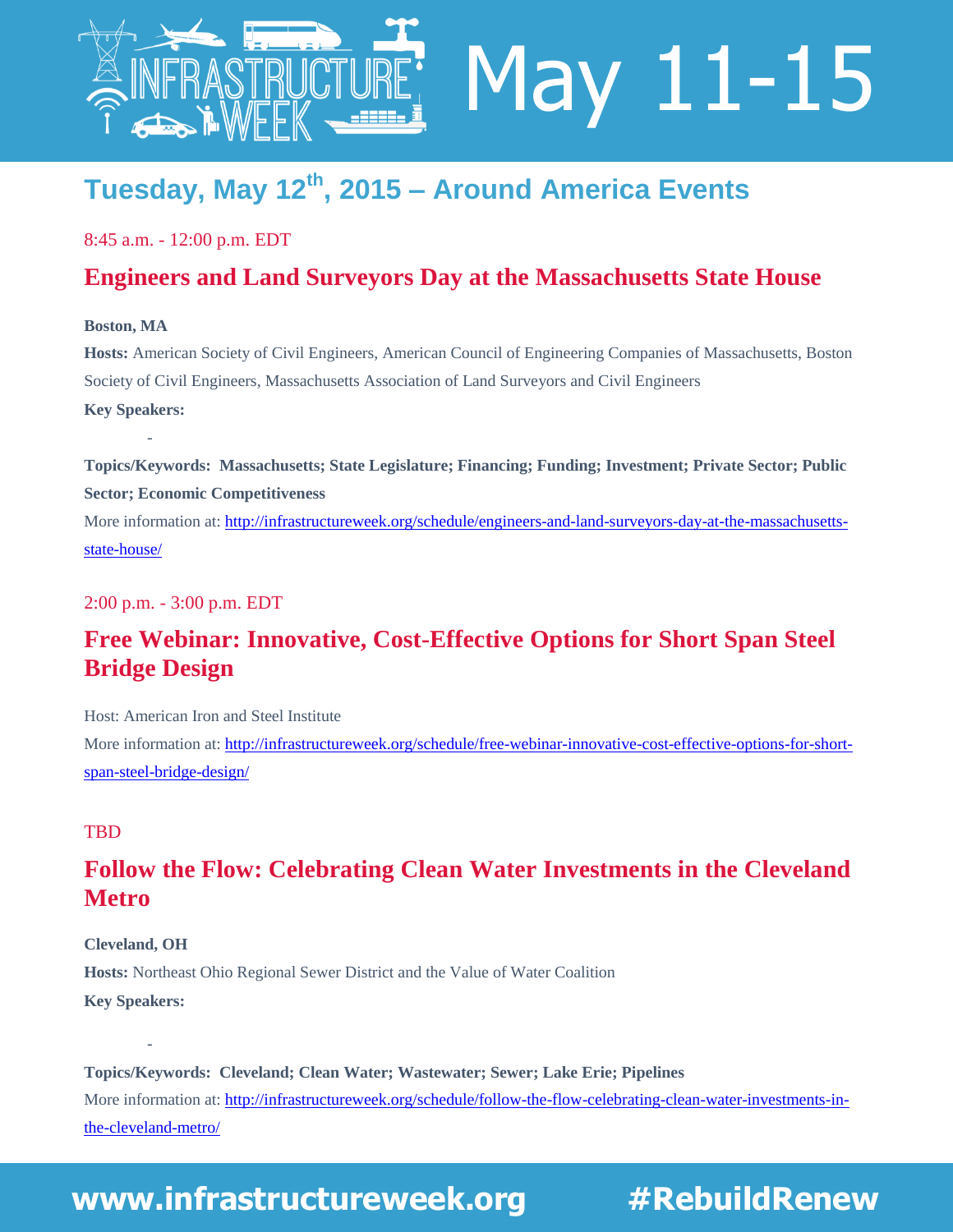# Tuesday, May 12th, 2015 – Around America Events

8:45 a.m. - 12:00 p.m. EDT

## Engineers and Land Surveyors Day at the Massachusetts State House

**Boston, MA**

**Hosts:** American Society of Civil Engineers, American Council of Engineering Companies of Massachusetts, Boston Society of Civil Engineers, Massachusetts Association of Land Surveyors and Civil Engineers

**Key Speakers:**

-

**Topics/Keywords: Massachusetts; State Legislature; Financing; Funding; Investment; Private Sector; Public Sector; Economic Competitiveness**

More information at: http://infrastructureweek.org/schedule/engineers-and-land-surveyors-day-at-the-massachusetts-state-house/

2:00 p.m. - 3:00 p.m. EDT

## Free Webinar: Innovative, Cost-Effective Options for Short Span Steel Bridge Design

Host: American Iron and Steel Institute

More information at: http://infrastructureweek.org/schedule/free-webinar-innovative-cost-effective-options-for-short-span-steel-bridge-design/

TBD

## Follow the Flow: Celebrating Clean Water Investments in the Cleveland Metro

**Cleveland, OH**

**Hosts:** Northeast Ohio Regional Sewer District and the Value of Water Coalition

**Key Speakers:**

-

**Topics/Keywords: Cleveland; Clean Water; Wastewater; Sewer; Lake Erie; Pipelines**

More information at: http://infrastructureweek.org/schedule/follow-the-flow-celebrating-clean-water-investments-in-the-cleveland-metro/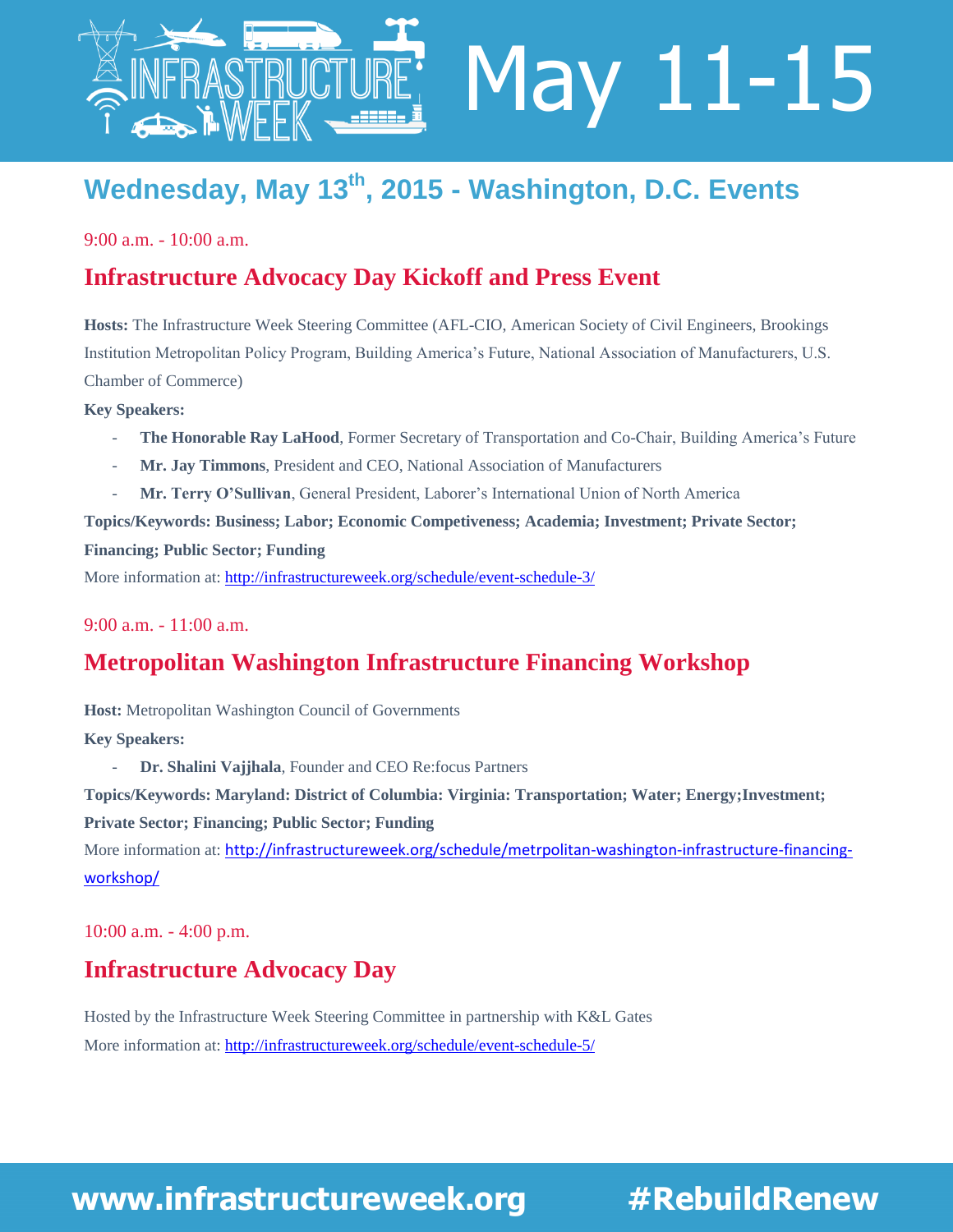# Wednesday, May 13th, 2015 - Washington, D.C. Events

9:00 a.m. - 10:00 a.m.

## Infrastructure Advocacy Day Kickoff and Press Event

**Hosts:** The Infrastructure Week Steering Committee (AFL-CIO, American Society of Civil Engineers, Brookings Institution Metropolitan Policy Program, Building America's Future, National Association of Manufacturers, U.S. Chamber of Commerce)

**Key Speakers:**

- **The Honorable Ray LaHood**, Former Secretary of Transportation and Co-Chair, Building America's Future
- **Mr. Jay Timmons**, President and CEO, National Association of Manufacturers
- **Mr. Terry O'Sullivan**, General President, Laborer's International Union of North America

**Topics/Keywords: Business; Labor; Economic Competiveness; Academia; Investment; Private Sector; Financing; Public Sector; Funding**

More information at: http://infrastructureweek.org/schedule/event-schedule-3/

9:00 a.m. - 11:00 a.m.

## Metropolitan Washington Infrastructure Financing Workshop

**Host:** Metropolitan Washington Council of Governments

**Key Speakers:**

- **Dr. Shalini Vajjhala**, Founder and CEO Re:focus Partners

**Topics/Keywords: Maryland: District of Columbia: Virginia: Transportation; Water; Energy;Investment; Private Sector; Financing; Public Sector; Funding**

More information at: http://infrastructureweek.org/schedule/metrpolitan-washington-infrastructure-financing-workshop/

10:00 a.m. - 4:00 p.m.

## Infrastructure Advocacy Day

Hosted by the Infrastructure Week Steering Committee in partnership with K&L Gates

More information at: http://infrastructureweek.org/schedule/event-schedule-5/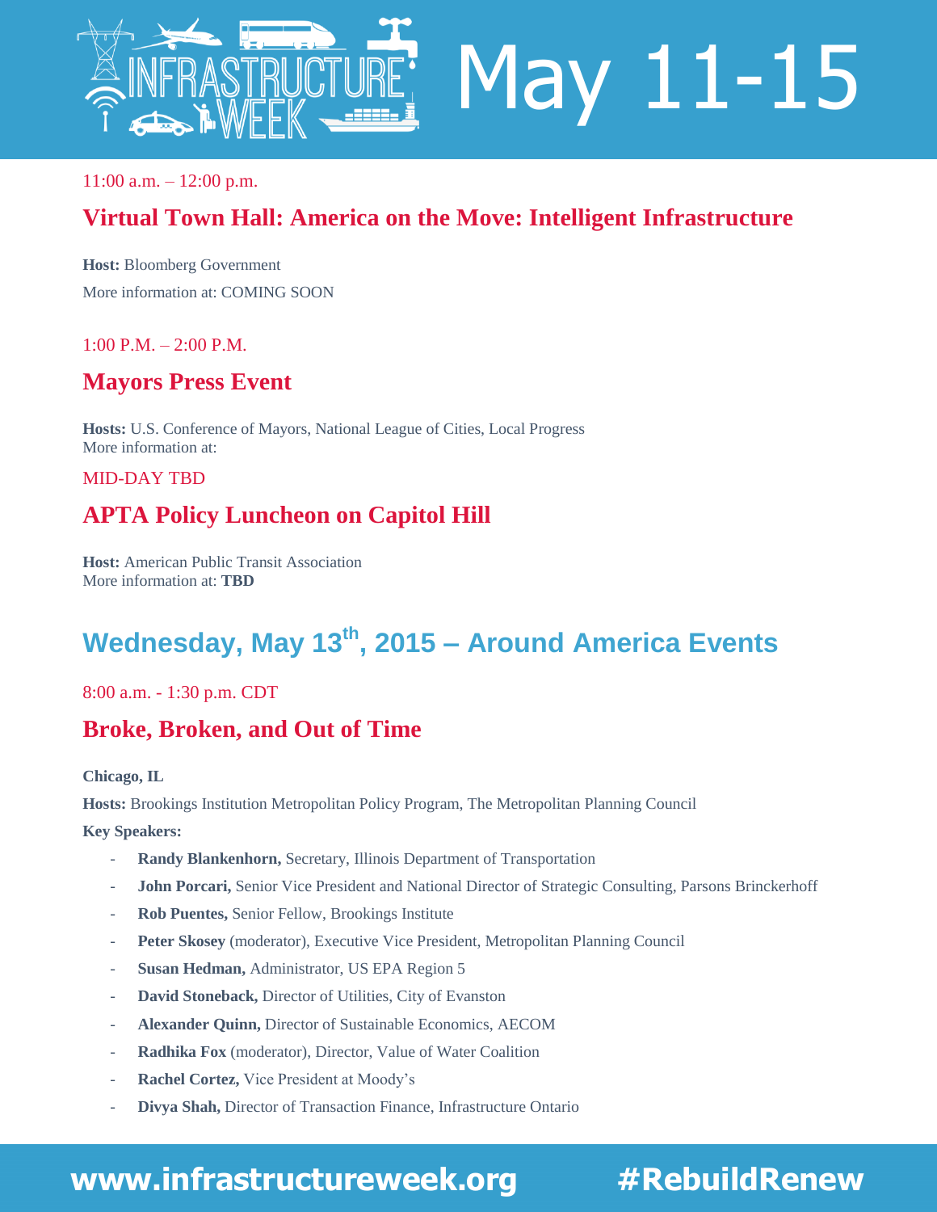11:00 a.m. – 12:00 p.m.

### Virtual Town Hall: America on the Move: Intelligent Infrastructure

**Host:** Bloomberg Government

More information at: COMING SOON

1:00 P.M. – 2:00 P.M.

### Mayors Press Event

**Hosts:** U.S. Conference of Mayors, National League of Cities, Local Progress
More information at:

MID-DAY TBD

### APTA Policy Luncheon on Capitol Hill

**Host:** American Public Transit Association
More information at: **TBD**

## Wednesday, May 13th, 2015 – Around America Events

8:00 a.m. - 1:30 p.m. CDT

### Broke, Broken, and Out of Time

**Chicago, IL**

**Hosts:** Brookings Institution Metropolitan Policy Program, The Metropolitan Planning Council

**Key Speakers:**

- **Randy Blankenhorn,** Secretary, Illinois Department of Transportation
- **John Porcari,** Senior Vice President and National Director of Strategic Consulting, Parsons Brinckerhoff
- **Rob Puentes,** Senior Fellow, Brookings Institute
- **Peter Skosey** (moderator), Executive Vice President, Metropolitan Planning Council
- **Susan Hedman,** Administrator, US EPA Region 5
- **David Stoneback,** Director of Utilities, City of Evanston
- **Alexander Quinn,** Director of Sustainable Economics, AECOM
- **Radhika Fox** (moderator), Director, Value of Water Coalition
- **Rachel Cortez,** Vice President at Moody's
- **Divya Shah,** Director of Transaction Finance, Infrastructure Ontario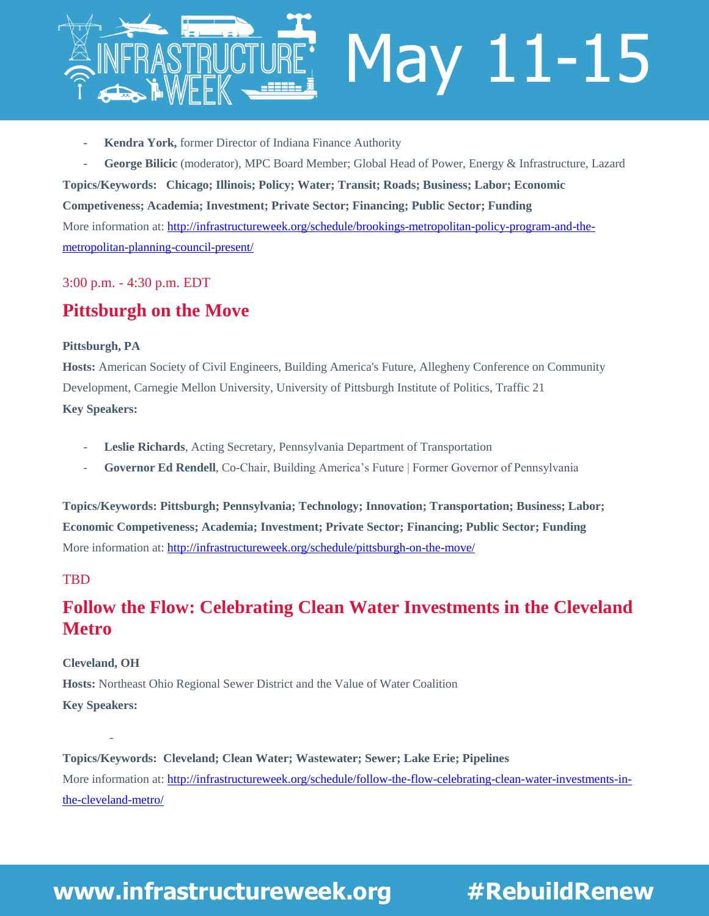- **Kendra York,** former Director of Indiana Finance Authority
- **George Bilicic** (moderator), MPC Board Member; Global Head of Power, Energy & Infrastructure, Lazard

**Topics/Keywords: Chicago; Illinois; Policy; Water; Transit; Roads; Business; Labor; Economic Competiveness; Academia; Investment; Private Sector; Financing; Public Sector; Funding**

More information at: [http://infrastructureweek.org/schedule/brookings-metropolitan-policy-program-and-the-metropolitan-planning-council-present/](http://infrastructureweek.org/schedule/brookings-metropolitan-policy-program-and-the-metropolitan-planning-council-present/)

3:00 p.m. - 4:30 p.m. EDT

## Pittsburgh on the Move

**Pittsburgh, PA**

**Hosts:** American Society of Civil Engineers, Building America's Future, Allegheny Conference on Community Development, Carnegie Mellon University, University of Pittsburgh Institute of Politics, Traffic 21

**Key Speakers:**

- **Leslie Richards**, Acting Secretary, Pennsylvania Department of Transportation
- **Governor Ed Rendell**, Co-Chair, Building America's Future | Former Governor of Pennsylvania

**Topics/Keywords: Pittsburgh; Pennsylvania; Technology; Innovation; Transportation; Business; Labor; Economic Competiveness; Academia; Investment; Private Sector; Financing; Public Sector; Funding**

More information at: [http://infrastructureweek.org/schedule/pittsburgh-on-the-move/](http://infrastructureweek.org/schedule/pittsburgh-on-the-move/)

TBD

## Follow the Flow: Celebrating Clean Water Investments in the Cleveland Metro

**Cleveland, OH**

**Hosts:** Northeast Ohio Regional Sewer District and the Value of Water Coalition

**Key Speakers:**

-

**Topics/Keywords: Cleveland; Clean Water; Wastewater; Sewer; Lake Erie; Pipelines**

More information at: [http://infrastructureweek.org/schedule/follow-the-flow-celebrating-clean-water-investments-in-the-cleveland-metro/](http://infrastructureweek.org/schedule/follow-the-flow-celebrating-clean-water-investments-in-the-cleveland-metro/)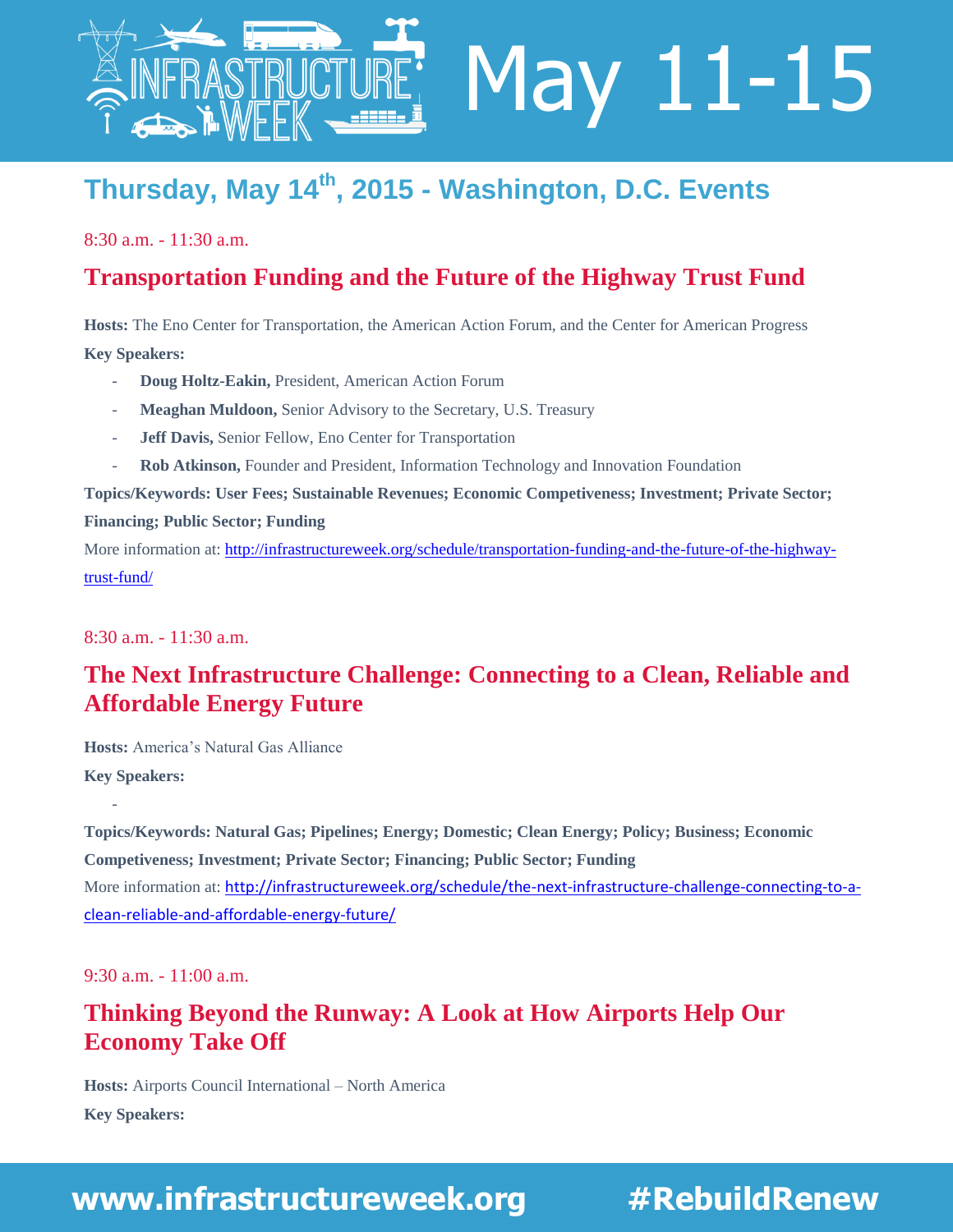## Thursday, May 14th, 2015 - Washington, D.C. Events

8:30 a.m. - 11:30 a.m.

### Transportation Funding and the Future of the Highway Trust Fund

**Hosts:** The Eno Center for Transportation, the American Action Forum, and the Center for American Progress

**Key Speakers:**

- **Doug Holtz-Eakin,** President, American Action Forum
- **Meaghan Muldoon,** Senior Advisory to the Secretary, U.S. Treasury
- **Jeff Davis,** Senior Fellow, Eno Center for Transportation
- **Rob Atkinson,** Founder and President, Information Technology and Innovation Foundation

**Topics/Keywords: User Fees; Sustainable Revenues; Economic Competiveness; Investment; Private Sector; Financing; Public Sector; Funding**

More information at: http://infrastructureweek.org/schedule/transportation-funding-and-the-future-of-the-highway-trust-fund/

8:30 a.m. - 11:30 a.m.

### The Next Infrastructure Challenge: Connecting to a Clean, Reliable and Affordable Energy Future

**Hosts:** America's Natural Gas Alliance

**Key Speakers:**

-

**Topics/Keywords: Natural Gas; Pipelines; Energy; Domestic; Clean Energy; Policy; Business; Economic Competiveness; Investment; Private Sector; Financing; Public Sector; Funding**

More information at: http://infrastructureweek.org/schedule/the-next-infrastructure-challenge-connecting-to-a-clean-reliable-and-affordable-energy-future/

9:30 a.m. - 11:00 a.m.

### Thinking Beyond the Runway: A Look at How Airports Help Our Economy Take Off

**Hosts:** Airports Council International – North America

**Key Speakers:**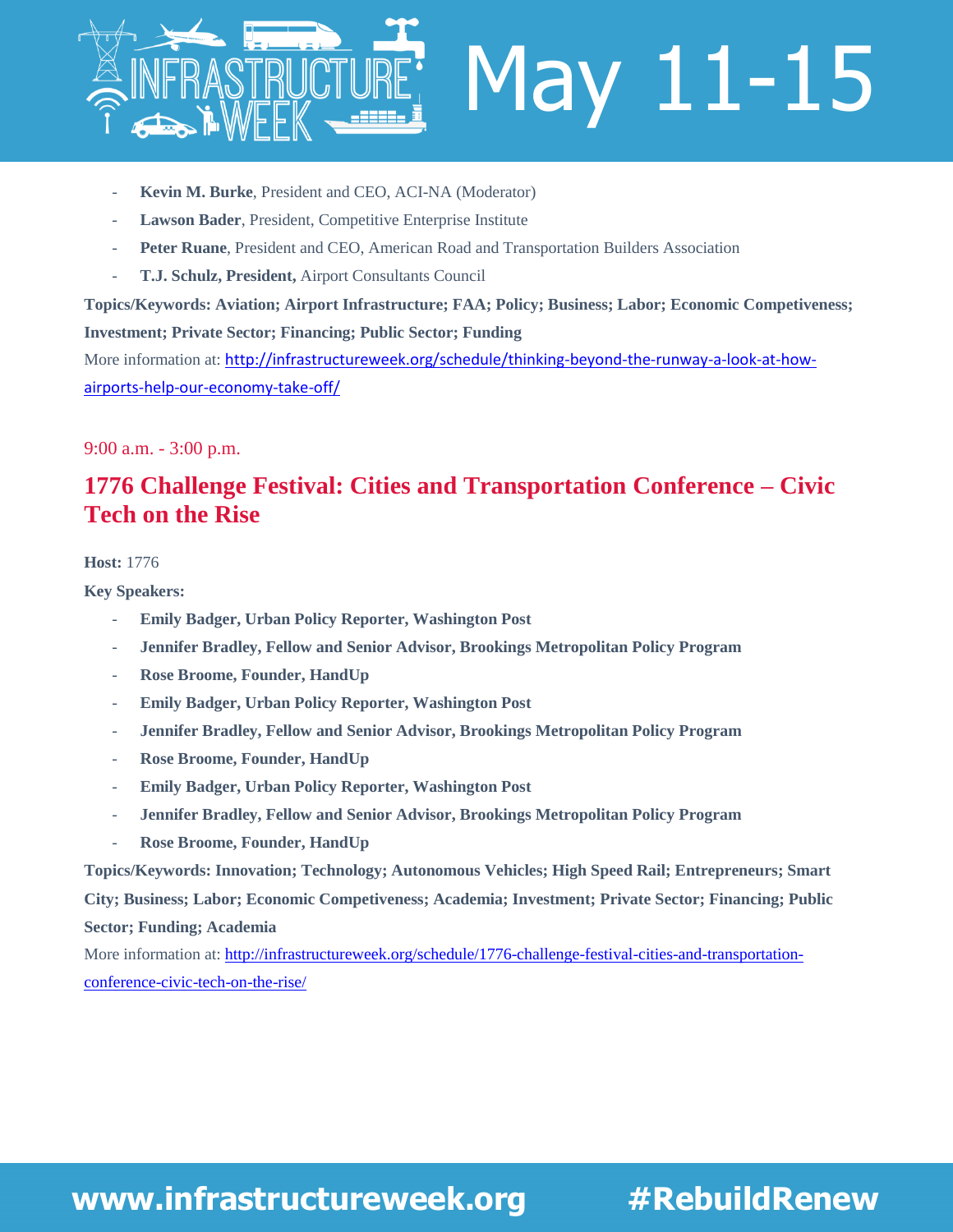- **Kevin M. Burke**, President and CEO, ACI-NA (Moderator)
- **Lawson Bader**, President, Competitive Enterprise Institute
- **Peter Ruane**, President and CEO, American Road and Transportation Builders Association
- **T.J. Schulz, President,** Airport Consultants Council

**Topics/Keywords: Aviation; Airport Infrastructure; FAA; Policy; Business; Labor; Economic Competiveness; Investment; Private Sector; Financing; Public Sector; Funding**

More information at: http://infrastructureweek.org/schedule/thinking-beyond-the-runway-a-look-at-how-airports-help-our-economy-take-off/

9:00 a.m. - 3:00 p.m.

## 1776 Challenge Festival: Cities and Transportation Conference – Civic Tech on the Rise

**Host:** 1776

**Key Speakers:**

- **Emily Badger, Urban Policy Reporter, Washington Post**
- **Jennifer Bradley, Fellow and Senior Advisor, Brookings Metropolitan Policy Program**
- **Rose Broome, Founder, HandUp**
- **Emily Badger, Urban Policy Reporter, Washington Post**
- **Jennifer Bradley, Fellow and Senior Advisor, Brookings Metropolitan Policy Program**
- **Rose Broome, Founder, HandUp**
- **Emily Badger, Urban Policy Reporter, Washington Post**
- **Jennifer Bradley, Fellow and Senior Advisor, Brookings Metropolitan Policy Program**
- **Rose Broome, Founder, HandUp**

**Topics/Keywords: Innovation; Technology; Autonomous Vehicles; High Speed Rail; Entrepreneurs; Smart City; Business; Labor; Economic Competiveness; Academia; Investment; Private Sector; Financing; Public Sector; Funding; Academia**

More information at: http://infrastructureweek.org/schedule/1776-challenge-festival-cities-and-transportation-conference-civic-tech-on-the-rise/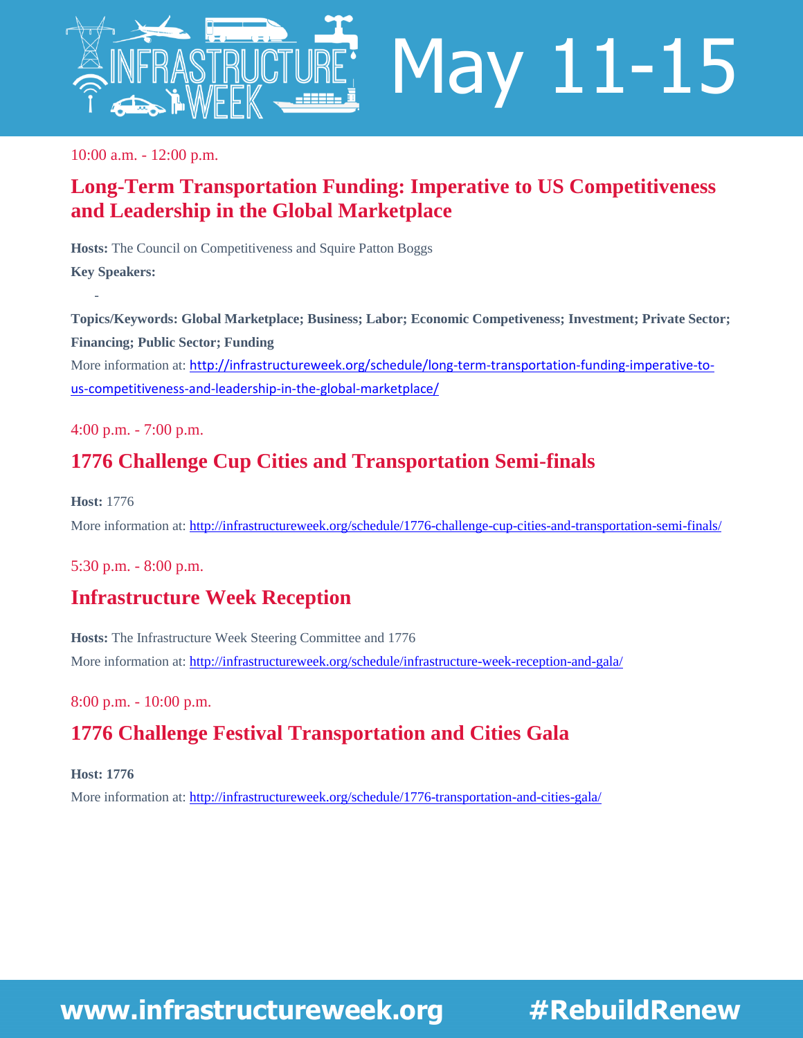10:00 a.m. - 12:00 p.m.

## Long-Term Transportation Funding: Imperative to US Competitiveness and Leadership in the Global Marketplace

**Hosts:** The Council on Competitiveness and Squire Patton Boggs

**Key Speakers:**

- 

**Topics/Keywords: Global Marketplace; Business; Labor; Economic Competiveness; Investment; Private Sector; Financing; Public Sector; Funding**

More information at: http://infrastructureweek.org/schedule/long-term-transportation-funding-imperative-to-us-competitiveness-and-leadership-in-the-global-marketplace/

4:00 p.m. - 7:00 p.m.

## 1776 Challenge Cup Cities and Transportation Semi-finals

**Host:** 1776

More information at: http://infrastructureweek.org/schedule/1776-challenge-cup-cities-and-transportation-semi-finals/

5:30 p.m. - 8:00 p.m.

## Infrastructure Week Reception

**Hosts:** The Infrastructure Week Steering Committee and 1776

More information at: http://infrastructureweek.org/schedule/infrastructure-week-reception-and-gala/

8:00 p.m. - 10:00 p.m.

## 1776 Challenge Festival Transportation and Cities Gala

**Host: 1776**

More information at: http://infrastructureweek.org/schedule/1776-transportation-and-cities-gala/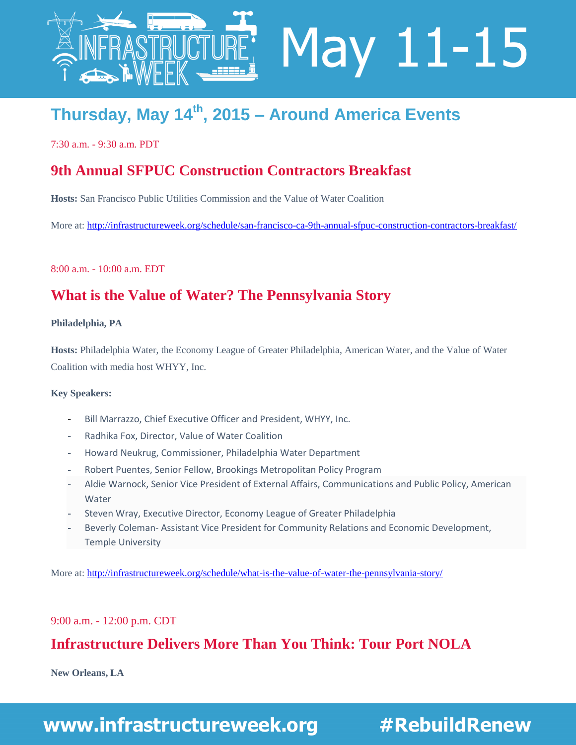## Thursday, May 14th, 2015 – Around America Events

7:30 a.m. - 9:30 a.m. PDT

### 9th Annual SFPUC Construction Contractors Breakfast

**Hosts:** San Francisco Public Utilities Commission and the Value of Water Coalition

More at: http://infrastructureweek.org/schedule/san-francisco-ca-9th-annual-sfpuc-construction-contractors-breakfast/

8:00 a.m. - 10:00 a.m. EDT

### What is the Value of Water? The Pennsylvania Story

**Philadelphia, PA**

**Hosts:** Philadelphia Water, the Economy League of Greater Philadelphia, American Water, and the Value of Water Coalition with media host WHYY, Inc.

**Key Speakers:**

- Bill Marrazzo, Chief Executive Officer and President, WHYY, Inc.
- Radhika Fox, Director, Value of Water Coalition
- Howard Neukrug, Commissioner, Philadelphia Water Department
- Robert Puentes, Senior Fellow, Brookings Metropolitan Policy Program
- Aldie Warnock, Senior Vice President of External Affairs, Communications and Public Policy, American Water
- Steven Wray, Executive Director, Economy League of Greater Philadelphia
- Beverly Coleman- Assistant Vice President for Community Relations and Economic Development, Temple University

More at: http://infrastructureweek.org/schedule/what-is-the-value-of-water-the-pennsylvania-story/

9:00 a.m. - 12:00 p.m. CDT

### Infrastructure Delivers More Than You Think: Tour Port NOLA

**New Orleans, LA**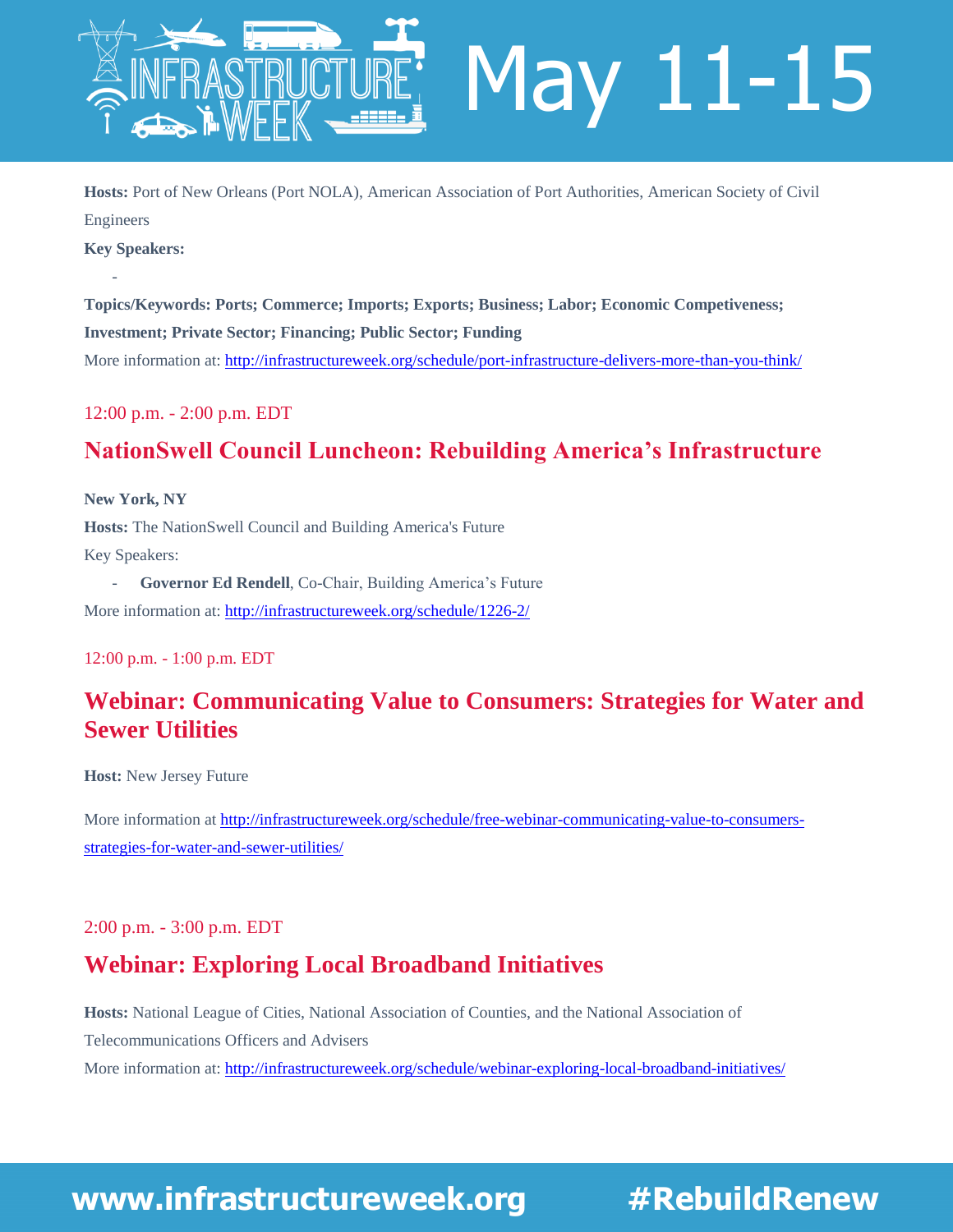**Hosts:** Port of New Orleans (Port NOLA), American Association of Port Authorities, American Society of Civil Engineers

**Key Speakers:**

-

**Topics/Keywords: Ports; Commerce; Imports; Exports; Business; Labor; Economic Competiveness; Investment; Private Sector; Financing; Public Sector; Funding**

More information at: http://infrastructureweek.org/schedule/port-infrastructure-delivers-more-than-you-think/

12:00 p.m. - 2:00 p.m. EDT

## NationSwell Council Luncheon: Rebuilding America's Infrastructure

**New York, NY**

**Hosts:** The NationSwell Council and Building America's Future

Key Speakers:

- **Governor Ed Rendell**, Co-Chair, Building America's Future

More information at: http://infrastructureweek.org/schedule/1226-2/

12:00 p.m. - 1:00 p.m. EDT

## Webinar: Communicating Value to Consumers: Strategies for Water and Sewer Utilities

**Host:** New Jersey Future

More information at http://infrastructureweek.org/schedule/free-webinar-communicating-value-to-consumers-strategies-for-water-and-sewer-utilities/

2:00 p.m. - 3:00 p.m. EDT

## Webinar: Exploring Local Broadband Initiatives

**Hosts:** National League of Cities, National Association of Counties, and the National Association of Telecommunications Officers and Advisers

More information at: http://infrastructureweek.org/schedule/webinar-exploring-local-broadband-initiatives/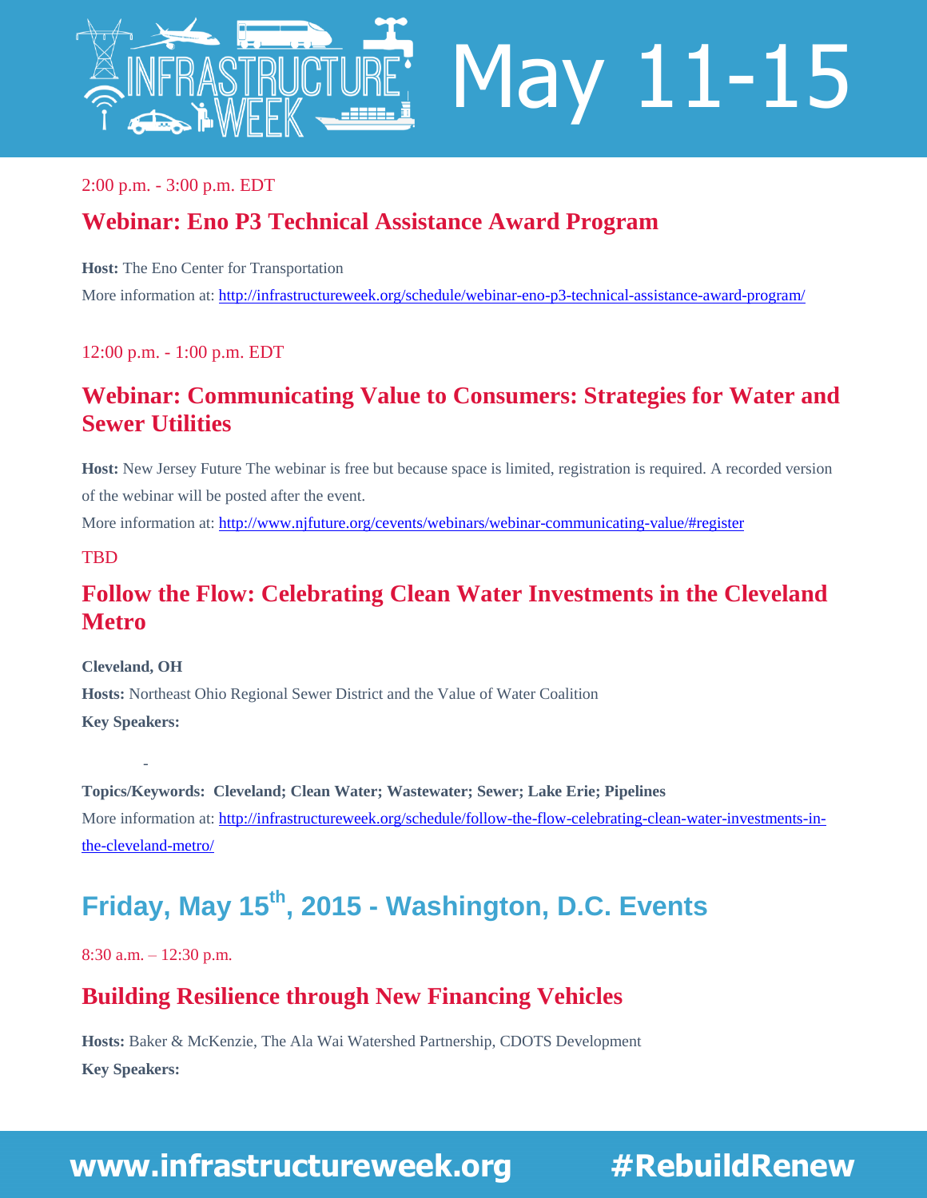2:00 p.m. - 3:00 p.m. EDT

### Webinar: Eno P3 Technical Assistance Award Program

**Host:** The Eno Center for Transportation

More information at: http://infrastructureweek.org/schedule/webinar-eno-p3-technical-assistance-award-program/

12:00 p.m. - 1:00 p.m. EDT

### Webinar: Communicating Value to Consumers: Strategies for Water and Sewer Utilities

**Host:** New Jersey Future The webinar is free but because space is limited, registration is required. A recorded version of the webinar will be posted after the event.

More information at: http://www.njfuture.org/cevents/webinars/webinar-communicating-value/#register

TBD

### Follow the Flow: Celebrating Clean Water Investments in the Cleveland Metro

**Cleveland, OH**

**Hosts:** Northeast Ohio Regional Sewer District and the Value of Water Coalition

**Key Speakers:**

-

**Topics/Keywords: Cleveland; Clean Water; Wastewater; Sewer; Lake Erie; Pipelines**

More information at: http://infrastructureweek.org/schedule/follow-the-flow-celebrating-clean-water-investments-in-the-cleveland-metro/

## Friday, May 15th, 2015 - Washington, D.C. Events

8:30 a.m. – 12:30 p.m.

### Building Resilience through New Financing Vehicles

**Hosts:** Baker & McKenzie, The Ala Wai Watershed Partnership, CDOTS Development

**Key Speakers:**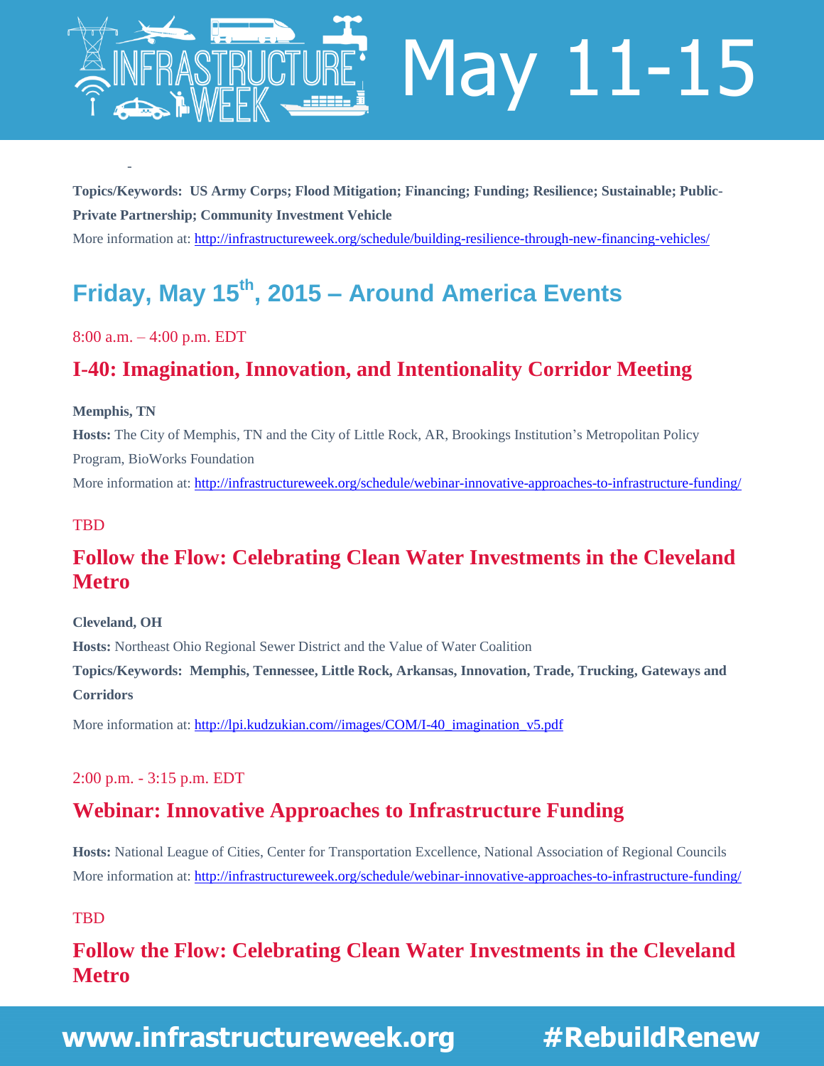-

**Topics/Keywords: US Army Corps; Flood Mitigation; Financing; Funding; Resilience; Sustainable; Public-Private Partnership; Community Investment Vehicle**

More information at: http://infrastructureweek.org/schedule/building-resilience-through-new-financing-vehicles/

## Friday, May 15th, 2015 – Around America Events

8:00 a.m. – 4:00 p.m. EDT

### I-40: Imagination, Innovation, and Intentionality Corridor Meeting

**Memphis, TN**

**Hosts:** The City of Memphis, TN and the City of Little Rock, AR, Brookings Institution's Metropolitan Policy Program, BioWorks Foundation

More information at: http://infrastructureweek.org/schedule/webinar-innovative-approaches-to-infrastructure-funding/

TBD

### Follow the Flow: Celebrating Clean Water Investments in the Cleveland Metro

**Cleveland, OH**

**Hosts:** Northeast Ohio Regional Sewer District and the Value of Water Coalition

**Topics/Keywords: Memphis, Tennessee, Little Rock, Arkansas, Innovation, Trade, Trucking, Gateways and Corridors**

More information at: http://lpi.kudzukian.com//images/COM/I-40_imagination_v5.pdf

2:00 p.m. - 3:15 p.m. EDT

### Webinar: Innovative Approaches to Infrastructure Funding

**Hosts:** National League of Cities, Center for Transportation Excellence, National Association of Regional Councils

More information at: http://infrastructureweek.org/schedule/webinar-innovative-approaches-to-infrastructure-funding/

TBD

### Follow the Flow: Celebrating Clean Water Investments in the Cleveland Metro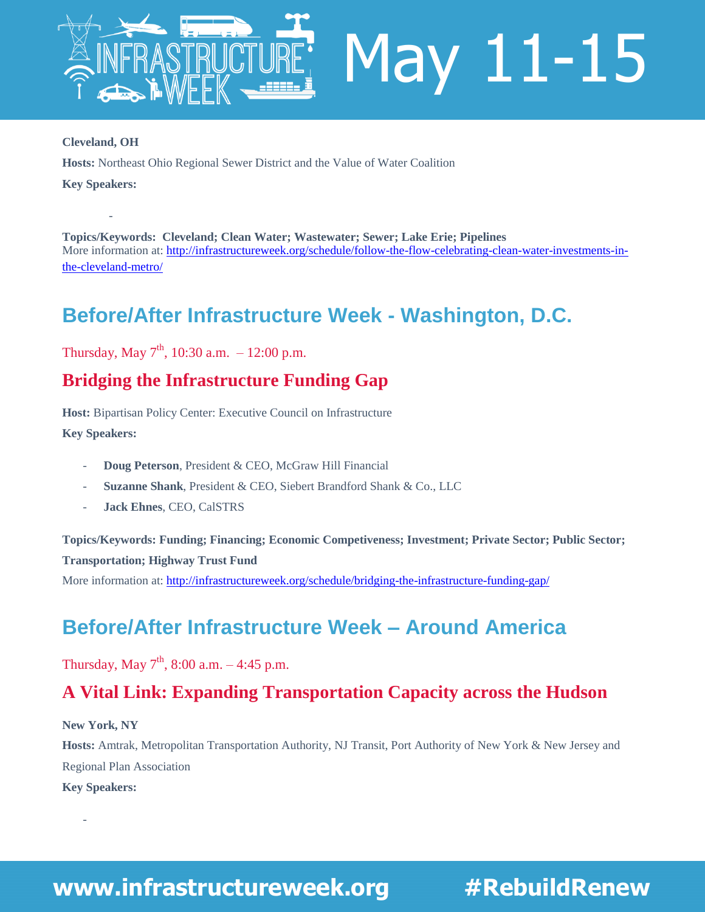**Cleveland, OH**

**Hosts:** Northeast Ohio Regional Sewer District and the Value of Water Coalition

**Key Speakers:**

-

**Topics/Keywords: Cleveland; Clean Water; Wastewater; Sewer; Lake Erie; Pipelines**

More information at: http://infrastructureweek.org/schedule/follow-the-flow-celebrating-clean-water-investments-in-the-cleveland-metro/

## Before/After Infrastructure Week - Washington, D.C.

Thursday, May 7th, 10:30 a.m. – 12:00 p.m.

### Bridging the Infrastructure Funding Gap

**Host:** Bipartisan Policy Center: Executive Council on Infrastructure

**Key Speakers:**

- **Doug Peterson**, President & CEO, McGraw Hill Financial
- **Suzanne Shank**, President & CEO, Siebert Brandford Shank & Co., LLC
- **Jack Ehnes**, CEO, CalSTRS

**Topics/Keywords: Funding; Financing; Economic Competiveness; Investment; Private Sector; Public Sector; Transportation; Highway Trust Fund**

More information at: http://infrastructureweek.org/schedule/bridging-the-infrastructure-funding-gap/

## Before/After Infrastructure Week – Around America

Thursday, May 7th, 8:00 a.m. – 4:45 p.m.

### A Vital Link: Expanding Transportation Capacity across the Hudson

**New York, NY**

**Hosts:** Amtrak, Metropolitan Transportation Authority, NJ Transit, Port Authority of New York & New Jersey and Regional Plan Association

**Key Speakers:**

-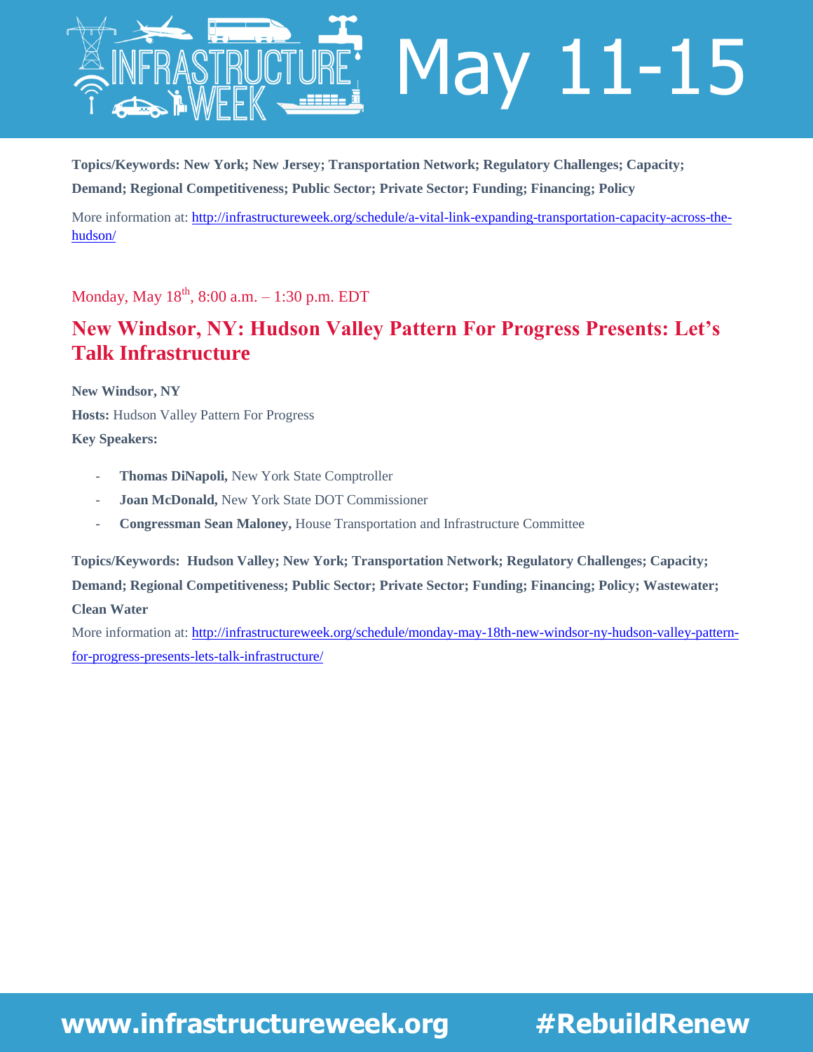**Topics/Keywords: New York; New Jersey; Transportation Network; Regulatory Challenges; Capacity; Demand; Regional Competitiveness; Public Sector; Private Sector; Funding; Financing; Policy**

More information at: http://infrastructureweek.org/schedule/a-vital-link-expanding-transportation-capacity-across-the-hudson/

Monday, May 18th, 8:00 a.m. – 1:30 p.m. EDT

## New Windsor, NY: Hudson Valley Pattern For Progress Presents: Let's Talk Infrastructure

**New Windsor, NY**

**Hosts:** Hudson Valley Pattern For Progress

**Key Speakers:**

- **Thomas DiNapoli,** New York State Comptroller
- **Joan McDonald,** New York State DOT Commissioner
- **Congressman Sean Maloney,** House Transportation and Infrastructure Committee

**Topics/Keywords: Hudson Valley; New York; Transportation Network; Regulatory Challenges; Capacity; Demand; Regional Competitiveness; Public Sector; Private Sector; Funding; Financing; Policy; Wastewater; Clean Water**

More information at: http://infrastructureweek.org/schedule/monday-may-18th-new-windsor-ny-hudson-valley-pattern-for-progress-presents-lets-talk-infrastructure/